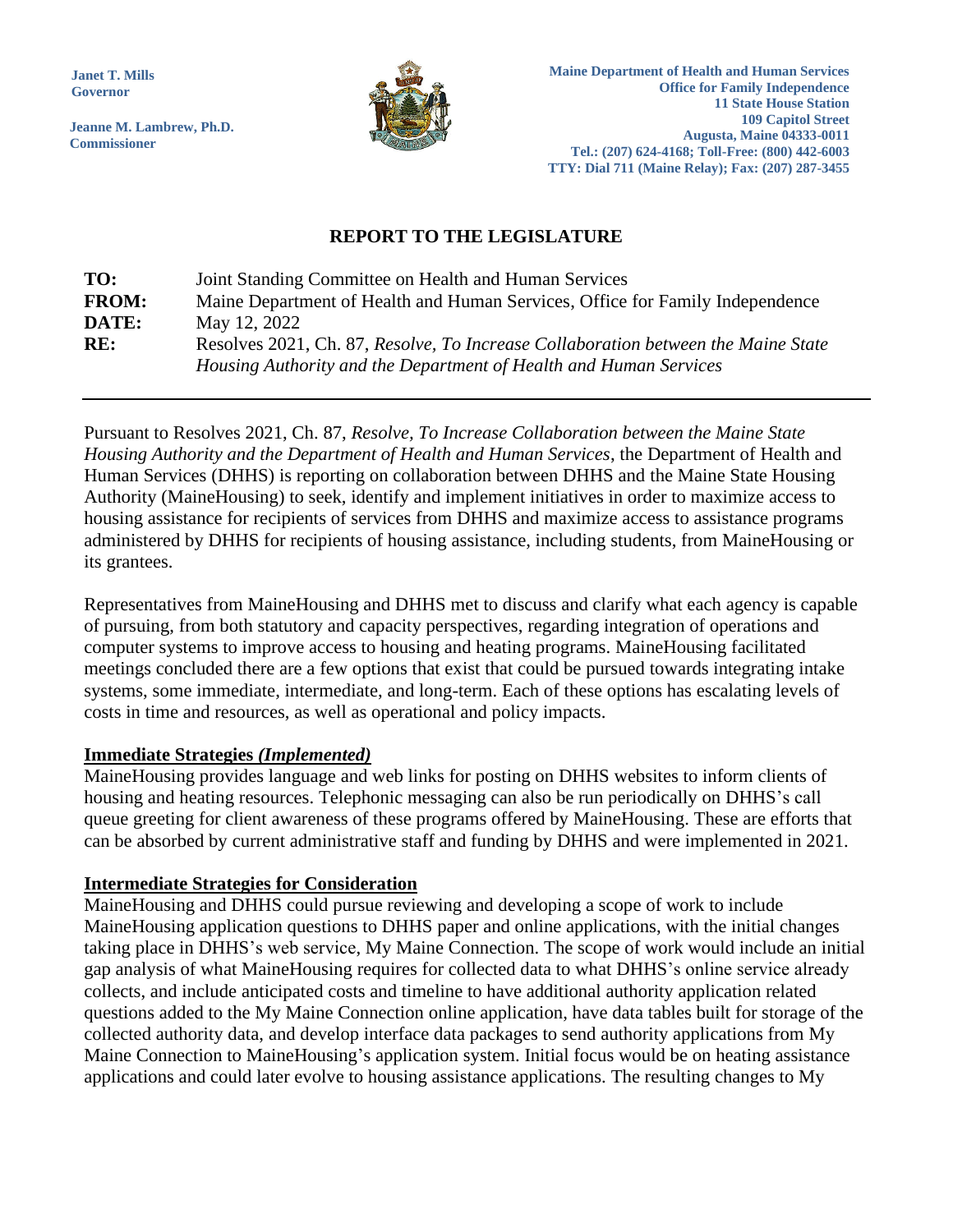**Janet T. Mills**
**Governor**

**Jeanne M. Lambrew, Ph.D.**
**Commissioner**

**Maine Department of Health and Human Services**
**Office for Family Independence**
**11 State House Station**
**109 Capitol Street**
**Augusta, Maine 04333-0011**
**Tel.: (207) 624-4168; Toll-Free: (800) 442-6003**
**TTY: Dial 711 (Maine Relay); Fax: (207) 287-3455**

## REPORT TO THE LEGISLATURE

| | |
|---|---|
| **TO:** | Joint Standing Committee on Health and Human Services |
| **FROM:** | Maine Department of Health and Human Services, Office for Family Independence |
| **DATE:** | May 12, 2022 |
| **RE:** | Resolves 2021, Ch. 87, *Resolve, To Increase Collaboration between the Maine State Housing Authority and the Department of Health and Human Services* |

---

Pursuant to Resolves 2021, Ch. 87, *Resolve, To Increase Collaboration between the Maine State Housing Authority and the Department of Health and Human Services*, the Department of Health and Human Services (DHHS) is reporting on collaboration between DHHS and the Maine State Housing Authority (MaineHousing) to seek, identify and implement initiatives in order to maximize access to housing assistance for recipients of services from DHHS and maximize access to assistance programs administered by DHHS for recipients of housing assistance, including students, from MaineHousing or its grantees.

Representatives from MaineHousing and DHHS met to discuss and clarify what each agency is capable of pursuing, from both statutory and capacity perspectives, regarding integration of operations and computer systems to improve access to housing and heating programs. MaineHousing facilitated meetings concluded there are a few options that exist that could be pursued towards integrating intake systems, some immediate, intermediate, and long-term. Each of these options has escalating levels of costs in time and resources, as well as operational and policy impacts.

**Immediate Strategies *(Implemented)***

MaineHousing provides language and web links for posting on DHHS websites to inform clients of housing and heating resources. Telephonic messaging can also be run periodically on DHHS's call queue greeting for client awareness of these programs offered by MaineHousing. These are efforts that can be absorbed by current administrative staff and funding by DHHS and were implemented in 2021.

**Intermediate Strategies for Consideration**

MaineHousing and DHHS could pursue reviewing and developing a scope of work to include MaineHousing application questions to DHHS paper and online applications, with the initial changes taking place in DHHS's web service, My Maine Connection. The scope of work would include an initial gap analysis of what MaineHousing requires for collected data to what DHHS's online service already collects, and include anticipated costs and timeline to have additional authority application related questions added to the My Maine Connection online application, have data tables built for storage of the collected authority data, and develop interface data packages to send authority applications from My Maine Connection to MaineHousing's application system. Initial focus would be on heating assistance applications and could later evolve to housing assistance applications. The resulting changes to My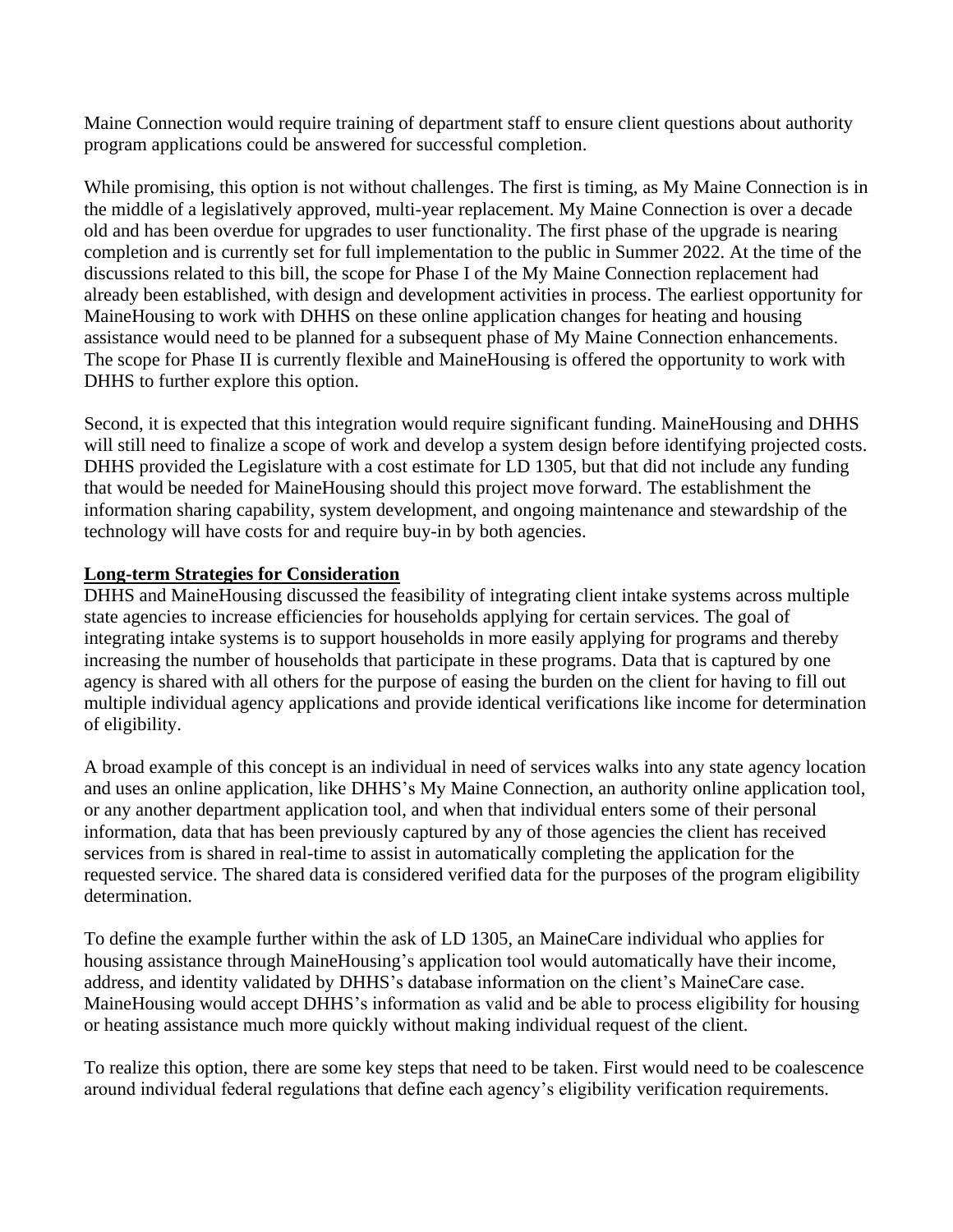Maine Connection would require training of department staff to ensure client questions about authority program applications could be answered for successful completion.

While promising, this option is not without challenges. The first is timing, as My Maine Connection is in the middle of a legislatively approved, multi-year replacement. My Maine Connection is over a decade old and has been overdue for upgrades to user functionality. The first phase of the upgrade is nearing completion and is currently set for full implementation to the public in Summer 2022. At the time of the discussions related to this bill, the scope for Phase I of the My Maine Connection replacement had already been established, with design and development activities in process. The earliest opportunity for MaineHousing to work with DHHS on these online application changes for heating and housing assistance would need to be planned for a subsequent phase of My Maine Connection enhancements. The scope for Phase II is currently flexible and MaineHousing is offered the opportunity to work with DHHS to further explore this option.

Second, it is expected that this integration would require significant funding. MaineHousing and DHHS will still need to finalize a scope of work and develop a system design before identifying projected costs. DHHS provided the Legislature with a cost estimate for LD 1305, but that did not include any funding that would be needed for MaineHousing should this project move forward. The establishment the information sharing capability, system development, and ongoing maintenance and stewardship of the technology will have costs for and require buy-in by both agencies.

**Long-term Strategies for Consideration**

DHHS and MaineHousing discussed the feasibility of integrating client intake systems across multiple state agencies to increase efficiencies for households applying for certain services. The goal of integrating intake systems is to support households in more easily applying for programs and thereby increasing the number of households that participate in these programs. Data that is captured by one agency is shared with all others for the purpose of easing the burden on the client for having to fill out multiple individual agency applications and provide identical verifications like income for determination of eligibility.

A broad example of this concept is an individual in need of services walks into any state agency location and uses an online application, like DHHS's My Maine Connection, an authority online application tool, or any another department application tool, and when that individual enters some of their personal information, data that has been previously captured by any of those agencies the client has received services from is shared in real-time to assist in automatically completing the application for the requested service. The shared data is considered verified data for the purposes of the program eligibility determination.

To define the example further within the ask of LD 1305, an MaineCare individual who applies for housing assistance through MaineHousing's application tool would automatically have their income, address, and identity validated by DHHS's database information on the client's MaineCare case. MaineHousing would accept DHHS's information as valid and be able to process eligibility for housing or heating assistance much more quickly without making individual request of the client.

To realize this option, there are some key steps that need to be taken. First would need to be coalescence around individual federal regulations that define each agency's eligibility verification requirements.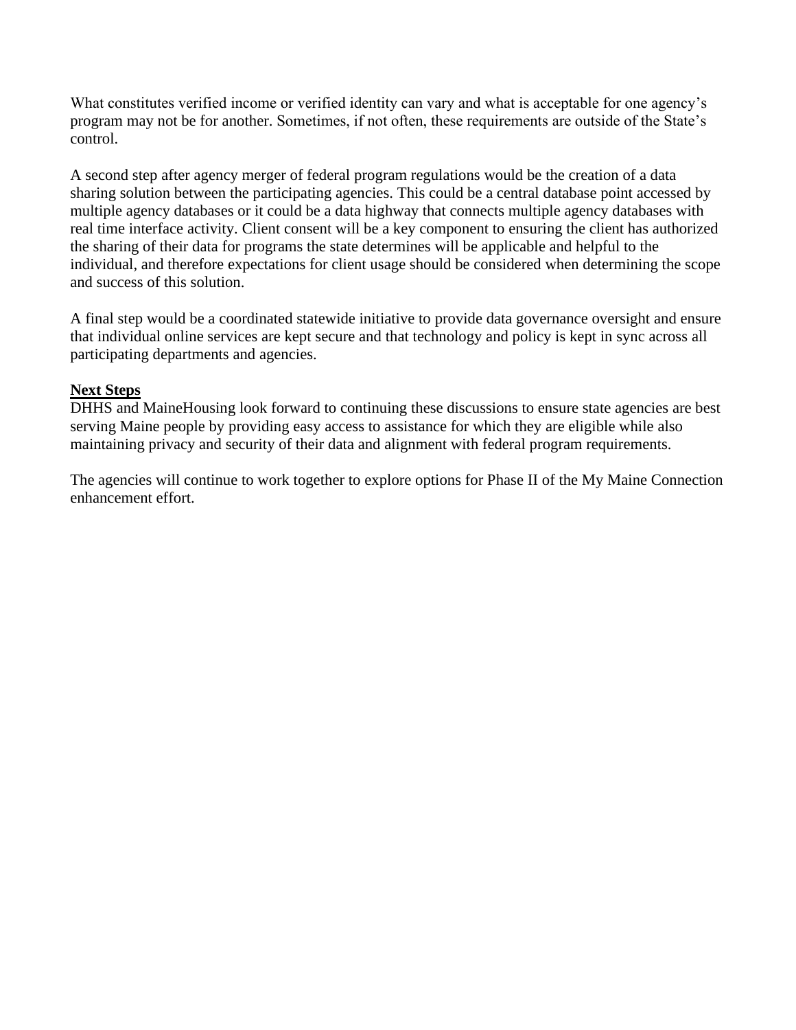What constitutes verified income or verified identity can vary and what is acceptable for one agency's program may not be for another. Sometimes, if not often, these requirements are outside of the State's control.

A second step after agency merger of federal program regulations would be the creation of a data sharing solution between the participating agencies. This could be a central database point accessed by multiple agency databases or it could be a data highway that connects multiple agency databases with real time interface activity. Client consent will be a key component to ensuring the client has authorized the sharing of their data for programs the state determines will be applicable and helpful to the individual, and therefore expectations for client usage should be considered when determining the scope and success of this solution.

A final step would be a coordinated statewide initiative to provide data governance oversight and ensure that individual online services are kept secure and that technology and policy is kept in sync across all participating departments and agencies.

**Next Steps**

DHHS and MaineHousing look forward to continuing these discussions to ensure state agencies are best serving Maine people by providing easy access to assistance for which they are eligible while also maintaining privacy and security of their data and alignment with federal program requirements.

The agencies will continue to work together to explore options for Phase II of the My Maine Connection enhancement effort.